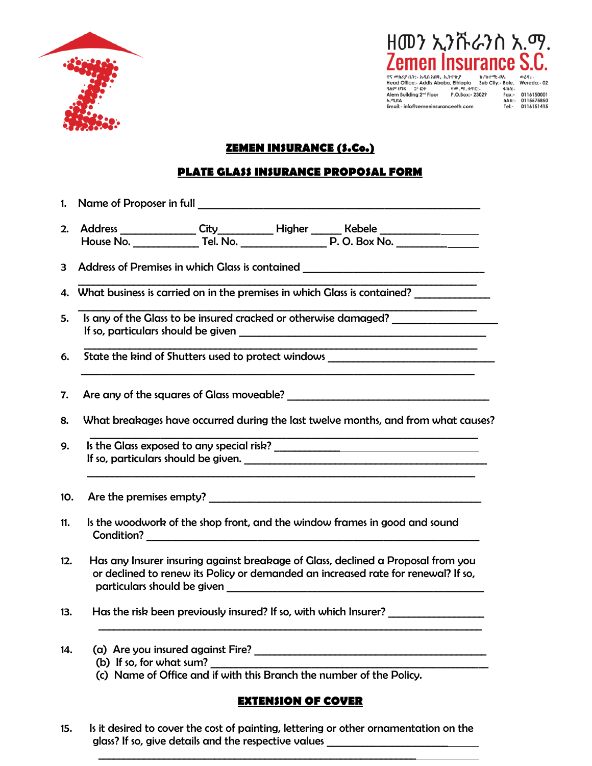ዘመን ኢንሹራንስ አ.ማ.
Zemen Insurance S.C.

ዋና መስሪያ ቤት:- አዲስ አበባ, ኢትዮጵያ | ክ/ከተማ:-ቦሌ | ወረዳ:-
Head Office:- Addis Ababa, Ethiopia | Sub City:- Bole, | Wereda:- 02
ዓለም ህንጻ 2ኛ ፎቅ | የመ.ሣ.ቁጥር:- | ፋክስ:-
Alem Building 2nd Floor | P.O.Box:- 23029 | Fax:- 0116150001
ኢሜይል | ስልክ:- 0115575850
Email:- info@zemeninsuranceeth.com | Tel:- 0116151415

## ZEMEN INSURANCE (S.Co.)

## PLATE GLASS INSURANCE PROPOSAL FORM

1. Name of Proposer in full ____________________________________________

2. Address ____________ City_________ Higher _____ Kebele ______________
   House No. ___________ Tel. No. ______________ P. O. Box No. ______________

3. Address of Premises in which Glass is contained ______________________________
   ______________________________________________________________________

4. What business is carried on in the premises in which Glass is contained? ____________
   ______________________________________________________________________

5. Is any of the Glass to be insured cracked or otherwise damaged? ________________
   If so, particulars should be given _____________________________________________
   ______________________________________________________________________

6. State the kind of Shutters used to protect windows ___________________________
   ______________________________________________________________________

7. Are any of the squares of Glass moveable? _________________________________

8. What breakages have occurred during the last twelve months, and from what causes?
   ______________________________________________________________________

9. Is the Glass exposed to any special risk? ______________________________
   If so, particulars should be given. ___________________________________________
   ______________________________________________________________________

10. Are the premises empty? _____________________________________________

11. Is the woodwork of the shop front, and the window frames in good and sound Condition? ________________________________________________________

12. Has any Insurer insuring against breakage of Glass, declined a Proposal from you or declined to renew its Policy or demanded an increased rate for renewal? If so, particulars should be given ________________________________________

13. Has the risk been previously insured? If so, with which Insurer? _______________
    ______________________________________________________________________

14. (a) Are you insured against Fire? _______________________________________
    (b) If so, for what sum? ______________________________________________
    (c) Name of Office and if with this Branch the number of the Policy.

## EXTENSION OF COVER

15. Is it desired to cover the cost of painting, lettering or other ornamentation on the glass? If so, give details and the respective values ___________________________
    ______________________________________________________________________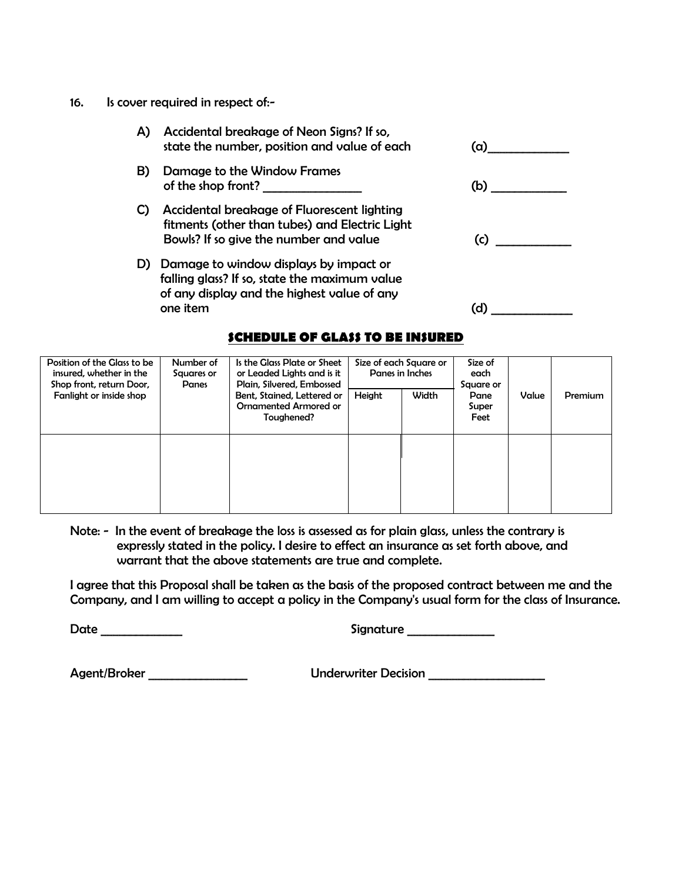16. Is cover required in respect of:-

A) Accidental breakage of Neon Signs? If so, state the number, position and value of each (a)____________

B) Damage to the Window Frames of the shop front? _______________ (b) ___________

C) Accidental breakage of Fluorescent lighting fitments (other than tubes) and Electric Light Bowls? If so give the number and value (c) ___________

D) Damage to window displays by impact or falling glass? If so, state the maximum value of any display and the highest value of any one item (d) ____________

## SCHEDULE OF GLASS TO BE INSURED

| Position of the Glass to be insured, whether in the Shop front, return Door, Fanlight or inside shop | Number of Squares or Panes | Is the Glass Plate or Sheet or Leaded Lights and is it Plain, Silvered, Embossed Bent, Stained, Lettered or Ornamented Armored or Toughened? | Size of each Square or Panes in Inches | | Size of each Square or Pane Super Feet | Value | Premium |
|---|---|---|---|---|---|---|---|
| | | | Height | Width | | | |
| | | | | | | | |

Note: - In the event of breakage the loss is assessed as for plain glass, unless the contrary is expressly stated in the policy. I desire to effect an insurance as set forth above, and warrant that the above statements are true and complete.

I agree that this Proposal shall be taken as the basis of the proposed contract between me and the Company, and I am willing to accept a policy in the Company's usual form for the class of Insurance.

Date ____________ Signature _____________

Agent/Broker _______________ Underwriter Decision _________________